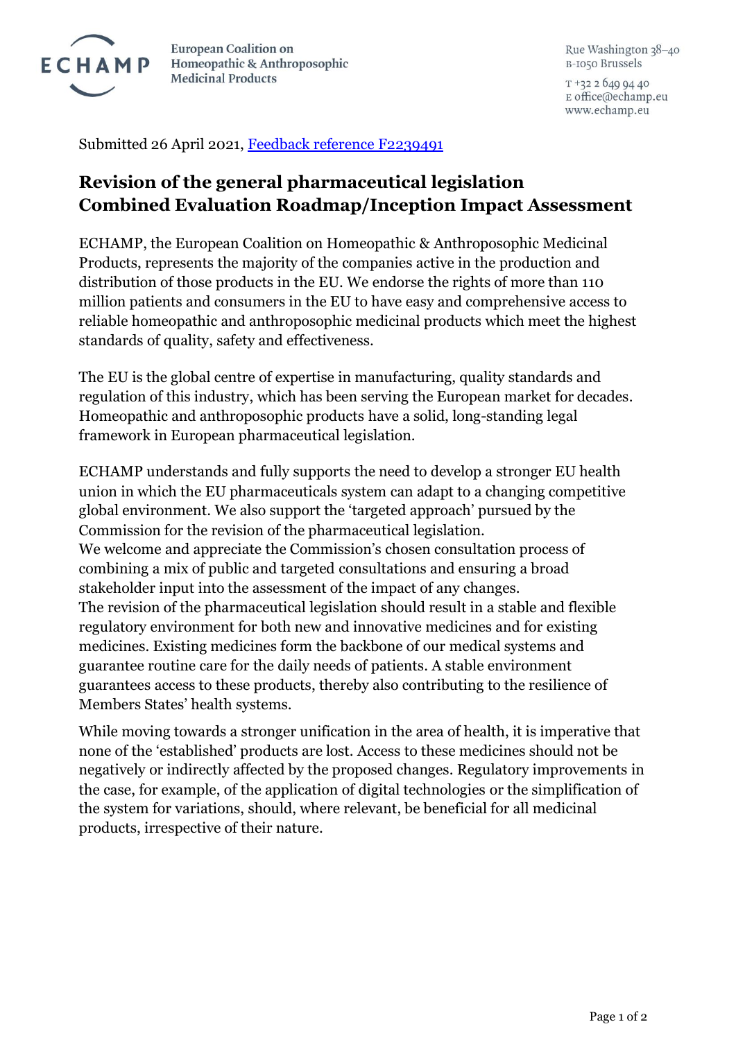**ECHAMP**

European Coalition on Homeopathic & Anthroposophic Medicinal Products

Rue Washington 38–40
B-1050 Brussels

T +32 2 649 94 40
E office@echamp.eu
www.echamp.eu

Submitted 26 April 2021, [Feedback reference F2239491]

# Revision of the general pharmaceutical legislation
# Combined Evaluation Roadmap/Inception Impact Assessment

ECHAMP, the European Coalition on Homeopathic & Anthroposophic Medicinal Products, represents the majority of the companies active in the production and distribution of those products in the EU. We endorse the rights of more than 110 million patients and consumers in the EU to have easy and comprehensive access to reliable homeopathic and anthroposophic medicinal products which meet the highest standards of quality, safety and effectiveness.

The EU is the global centre of expertise in manufacturing, quality standards and regulation of this industry, which has been serving the European market for decades. Homeopathic and anthroposophic products have a solid, long-standing legal framework in European pharmaceutical legislation.

ECHAMP understands and fully supports the need to develop a stronger EU health union in which the EU pharmaceuticals system can adapt to a changing competitive global environment. We also support the 'targeted approach' pursued by the Commission for the revision of the pharmaceutical legislation.
We welcome and appreciate the Commission's chosen consultation process of combining a mix of public and targeted consultations and ensuring a broad stakeholder input into the assessment of the impact of any changes.
The revision of the pharmaceutical legislation should result in a stable and flexible regulatory environment for both new and innovative medicines and for existing medicines. Existing medicines form the backbone of our medical systems and guarantee routine care for the daily needs of patients. A stable environment guarantees access to these products, thereby also contributing to the resilience of Members States' health systems.

While moving towards a stronger unification in the area of health, it is imperative that none of the 'established' products are lost. Access to these medicines should not be negatively or indirectly affected by the proposed changes. Regulatory improvements in the case, for example, of the application of digital technologies or the simplification of the system for variations, should, where relevant, be beneficial for all medicinal products, irrespective of their nature.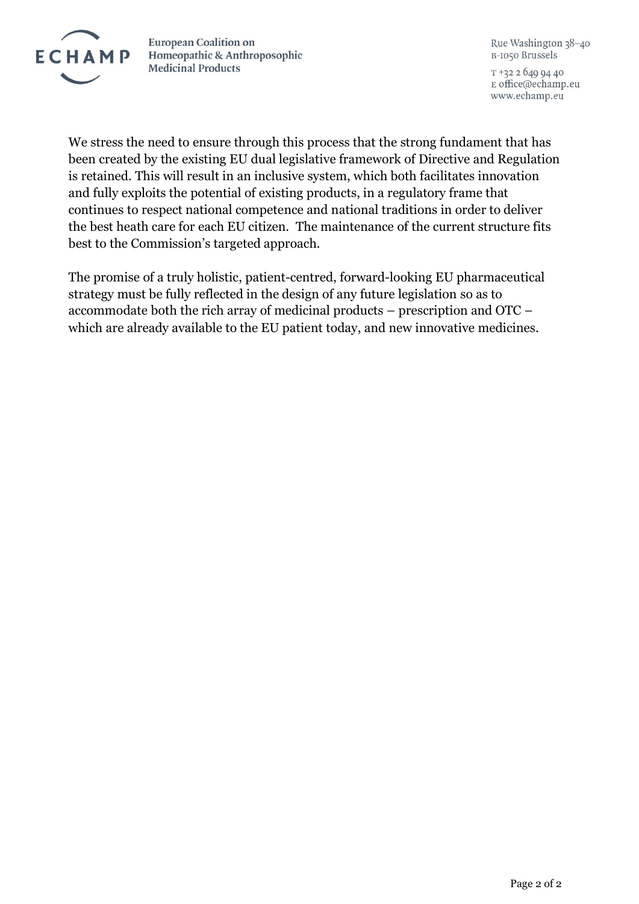We stress the need to ensure through this process that the strong fundament that has been created by the existing EU dual legislative framework of Directive and Regulation is retained. This will result in an inclusive system, which both facilitates innovation and fully exploits the potential of existing products, in a regulatory frame that continues to respect national competence and national traditions in order to deliver the best heath care for each EU citizen. The maintenance of the current structure fits best to the Commission's targeted approach.

The promise of a truly holistic, patient-centred, forward-looking EU pharmaceutical strategy must be fully reflected in the design of any future legislation so as to accommodate both the rich array of medicinal products – prescription and OTC – which are already available to the EU patient today, and new innovative medicines.